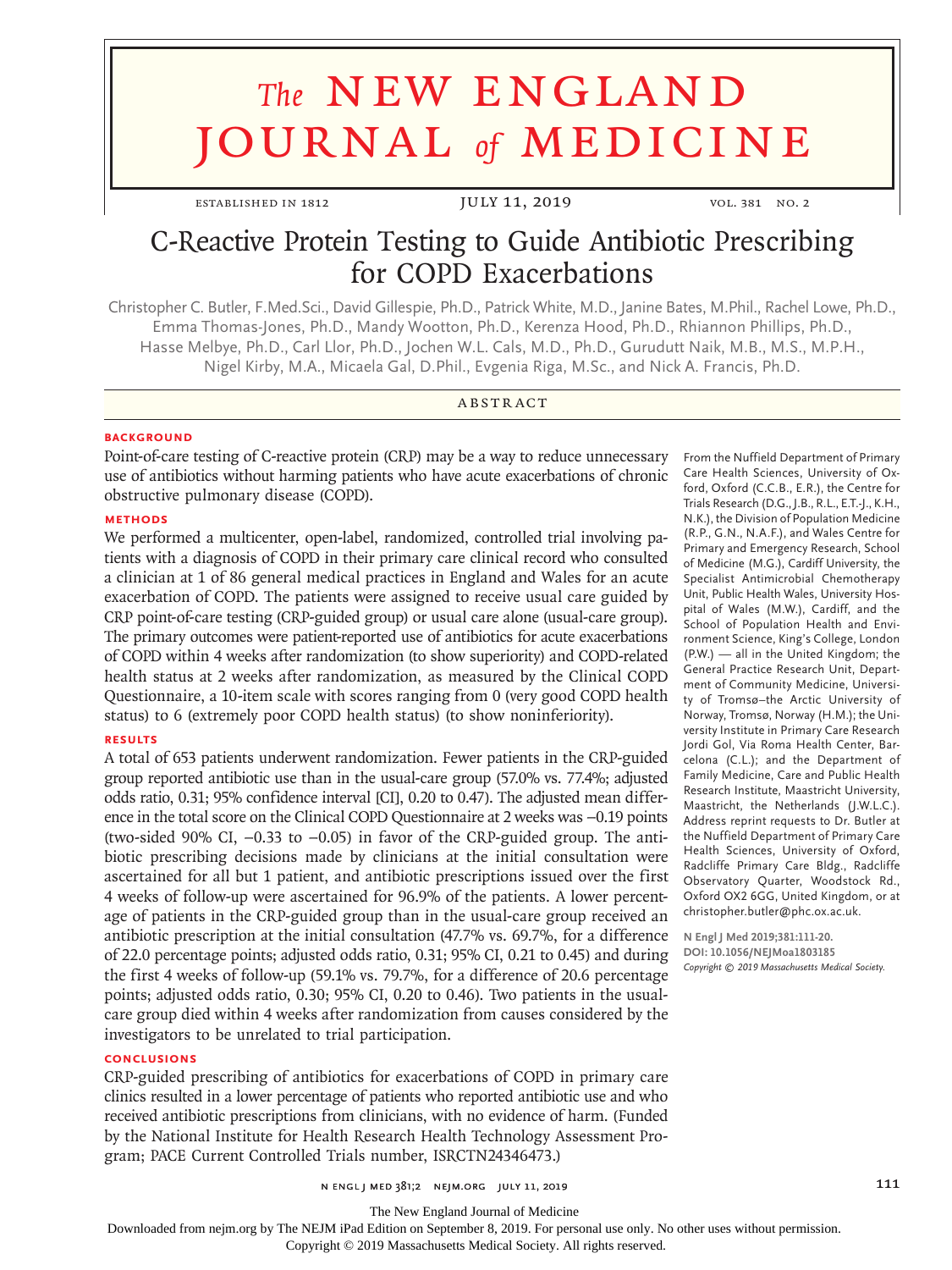# The NEW ENGLAND JOURNAL of MEDICINE

ESTABLISHED IN 1812 | JULY 11, 2019 | VOL. 381 NO. 2

# C-Reactive Protein Testing to Guide Antibiotic Prescribing for COPD Exacerbations

Christopher C. Butler, F.Med.Sci., David Gillespie, Ph.D., Patrick White, M.D., Janine Bates, M.Phil., Rachel Lowe, Ph.D., Emma Thomas-Jones, Ph.D., Mandy Wootton, Ph.D., Kerenza Hood, Ph.D., Rhiannon Phillips, Ph.D., Hasse Melbye, Ph.D., Carl Llor, Ph.D., Jochen W.L. Cals, M.D., Ph.D., Gurudutt Naik, M.B., M.S., M.P.H., Nigel Kirby, M.A., Micaela Gal, D.Phil., Evgenia Riga, M.Sc., and Nick A. Francis, Ph.D.

## ABSTRACT

### BACKGROUND

Point-of-care testing of C-reactive protein (CRP) may be a way to reduce unnecessary use of antibiotics without harming patients who have acute exacerbations of chronic obstructive pulmonary disease (COPD).

### METHODS

We performed a multicenter, open-label, randomized, controlled trial involving patients with a diagnosis of COPD in their primary care clinical record who consulted a clinician at 1 of 86 general medical practices in England and Wales for an acute exacerbation of COPD. The patients were assigned to receive usual care guided by CRP point-of-care testing (CRP-guided group) or usual care alone (usual-care group). The primary outcomes were patient-reported use of antibiotics for acute exacerbations of COPD within 4 weeks after randomization (to show superiority) and COPD-related health status at 2 weeks after randomization, as measured by the Clinical COPD Questionnaire, a 10-item scale with scores ranging from 0 (very good COPD health status) to 6 (extremely poor COPD health status) (to show noninferiority).

### RESULTS

A total of 653 patients underwent randomization. Fewer patients in the CRP-guided group reported antibiotic use than in the usual-care group (57.0% vs. 77.4%; adjusted odds ratio, 0.31; 95% confidence interval [CI], 0.20 to 0.47). The adjusted mean difference in the total score on the Clinical COPD Questionnaire at 2 weeks was −0.19 points (two-sided 90% CI, −0.33 to −0.05) in favor of the CRP-guided group. The antibiotic prescribing decisions made by clinicians at the initial consultation were ascertained for all but 1 patient, and antibiotic prescriptions issued over the first 4 weeks of follow-up were ascertained for 96.9% of the patients. A lower percentage of patients in the CRP-guided group than in the usual-care group received an antibiotic prescription at the initial consultation (47.7% vs. 69.7%, for a difference of 22.0 percentage points; adjusted odds ratio, 0.31; 95% CI, 0.21 to 0.45) and during the first 4 weeks of follow-up (59.1% vs. 79.7%, for a difference of 20.6 percentage points; adjusted odds ratio, 0.30; 95% CI, 0.20 to 0.46). Two patients in the usual-care group died within 4 weeks after randomization from causes considered by the investigators to be unrelated to trial participation.

### CONCLUSIONS

CRP-guided prescribing of antibiotics for exacerbations of COPD in primary care clinics resulted in a lower percentage of patients who reported antibiotic use and who received antibiotic prescriptions from clinicians, with no evidence of harm. (Funded by the National Institute for Health Research Health Technology Assessment Program; PACE Current Controlled Trials number, ISRCTN24346473.)

From the Nuffield Department of Primary Care Health Sciences, University of Oxford, Oxford (C.C.B., E.R.), the Centre for Trials Research (D.G., J.B., R.L., E.T.-J., K.H., N.K.), the Division of Population Medicine (R.P., G.N., N.A.F.), and Wales Centre for Primary and Emergency Research, School of Medicine (M.G.), Cardiff University, the Specialist Antimicrobial Chemotherapy Unit, Public Health Wales, University Hospital of Wales (M.W.), Cardiff, and the School of Population Health and Environment Science, King's College, London (P.W.) — all in the United Kingdom; the General Practice Research Unit, Department of Community Medicine, University of Tromsø–the Arctic University of Norway, Tromsø, Norway (H.M.); the University Institute in Primary Care Research Jordi Gol, Via Roma Health Center, Barcelona (C.L.); and the Department of Family Medicine, Care and Public Health Research Institute, Maastricht University, Maastricht, the Netherlands (J.W.L.C.). Address reprint requests to Dr. Butler at the Nuffield Department of Primary Care Health Sciences, University of Oxford, Radcliffe Primary Care Bldg., Radcliffe Observatory Quarter, Woodstock Rd., Oxford OX2 6GG, United Kingdom, or at christopher.butler@phc.ox.ac.uk.

**N Engl J Med 2019;381:111-20.**
**DOI: 10.1056/NEJMoa1803185**
*Copyright © 2019 Massachusetts Medical Society.*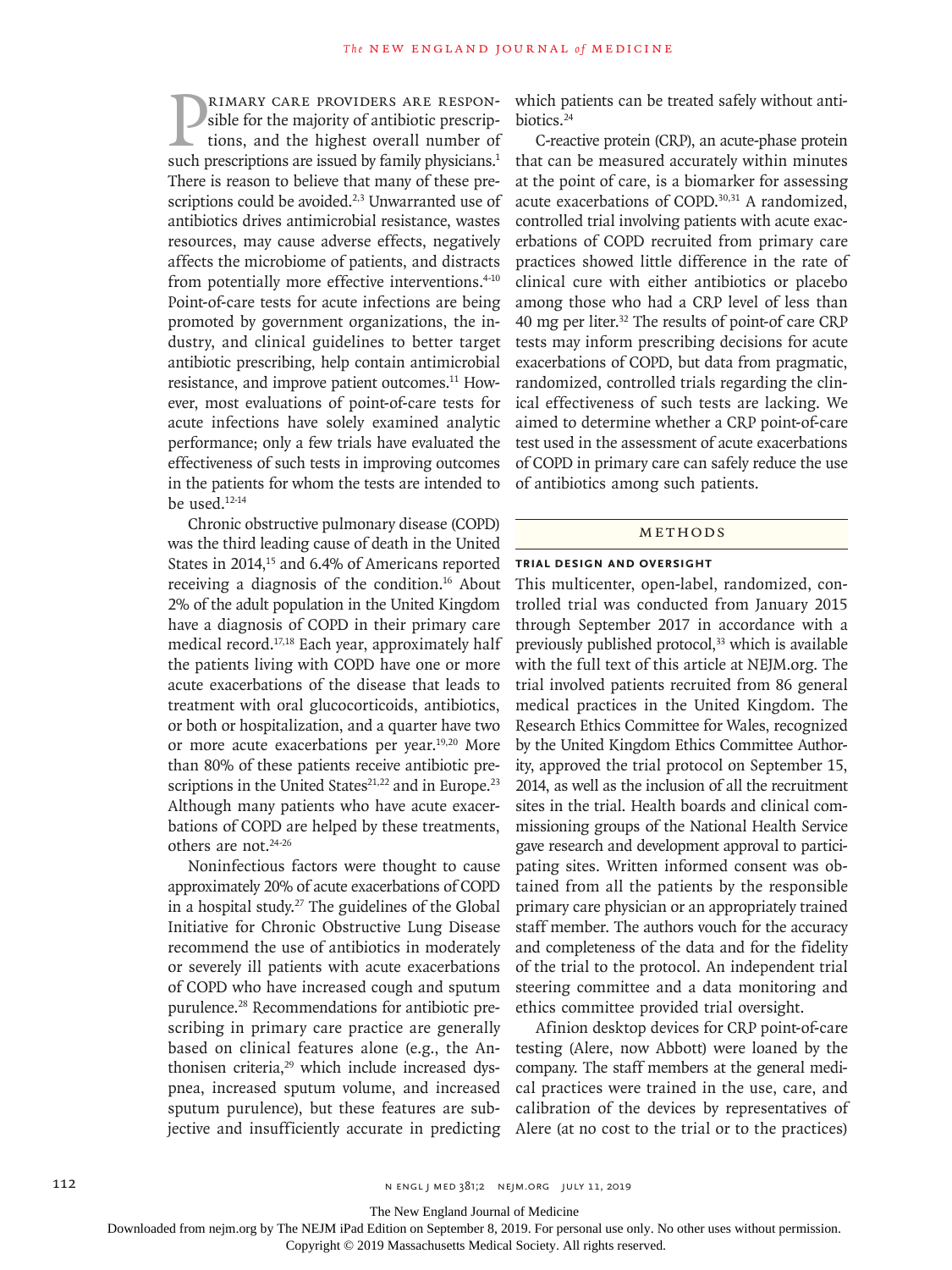Primary care providers are responsible for the majority of antibiotic prescriptions, and the highest overall number of such prescriptions are issued by family physicians.[1] There is reason to believe that many of these prescriptions could be avoided.[2,3] Unwarranted use of antibiotics drives antimicrobial resistance, wastes resources, may cause adverse effects, negatively affects the microbiome of patients, and distracts from potentially more effective interventions.[4-10] Point-of-care tests for acute infections are being promoted by government organizations, the industry, and clinical guidelines to better target antibiotic prescribing, help contain antimicrobial resistance, and improve patient outcomes.[11] However, most evaluations of point-of-care tests for acute infections have solely examined analytic performance; only a few trials have evaluated the effectiveness of such tests in improving outcomes in the patients for whom the tests are intended to be used.[12-14]

Chronic obstructive pulmonary disease (COPD) was the third leading cause of death in the United States in 2014,[15] and 6.4% of Americans reported receiving a diagnosis of the condition.[16] About 2% of the adult population in the United Kingdom have a diagnosis of COPD in their primary care medical record.[17,18] Each year, approximately half the patients living with COPD have one or more acute exacerbations of the disease that leads to treatment with oral glucocorticoids, antibiotics, or both or hospitalization, and a quarter have two or more acute exacerbations per year.[19,20] More than 80% of these patients receive antibiotic prescriptions in the United States[21,22] and in Europe.[23] Although many patients who have acute exacerbations of COPD are helped by these treatments, others are not.[24-26]

Noninfectious factors were thought to cause approximately 20% of acute exacerbations of COPD in a hospital study.[27] The guidelines of the Global Initiative for Chronic Obstructive Lung Disease recommend the use of antibiotics in moderately or severely ill patients with acute exacerbations of COPD who have increased cough and sputum purulence.[28] Recommendations for antibiotic prescribing in primary care practice are generally based on clinical features alone (e.g., the Anthonisen criteria,[29] which include increased dyspnea, increased sputum volume, and increased sputum purulence), but these features are subjective and insufficiently accurate in predicting which patients can be treated safely without antibiotics.[24]

C-reactive protein (CRP), an acute-phase protein that can be measured accurately within minutes at the point of care, is a biomarker for assessing acute exacerbations of COPD.[30,31] A randomized, controlled trial involving patients with acute exacerbations of COPD recruited from primary care practices showed little difference in the rate of clinical cure with either antibiotics or placebo among those who had a CRP level of less than 40 mg per liter.[32] The results of point-of care CRP tests may inform prescribing decisions for acute exacerbations of COPD, but data from pragmatic, randomized, controlled trials regarding the clinical effectiveness of such tests are lacking. We aimed to determine whether a CRP point-of-care test used in the assessment of acute exacerbations of COPD in primary care can safely reduce the use of antibiotics among such patients.

## Methods

### Trial Design and Oversight

This multicenter, open-label, randomized, controlled trial was conducted from January 2015 through September 2017 in accordance with a previously published protocol,[33] which is available with the full text of this article at NEJM.org. The trial involved patients recruited from 86 general medical practices in the United Kingdom. The Research Ethics Committee for Wales, recognized by the United Kingdom Ethics Committee Authority, approved the trial protocol on September 15, 2014, as well as the inclusion of all the recruitment sites in the trial. Health boards and clinical commissioning groups of the National Health Service gave research and development approval to participating sites. Written informed consent was obtained from all the patients by the responsible primary care physician or an appropriately trained staff member. The authors vouch for the accuracy and completeness of the data and for the fidelity of the trial to the protocol. An independent trial steering committee and a data monitoring and ethics committee provided trial oversight.

Afinion desktop devices for CRP point-of-care testing (Alere, now Abbott) were loaned by the company. The staff members at the general medical practices were trained in the use, care, and calibration of the devices by representatives of Alere (at no cost to the trial or to the practices)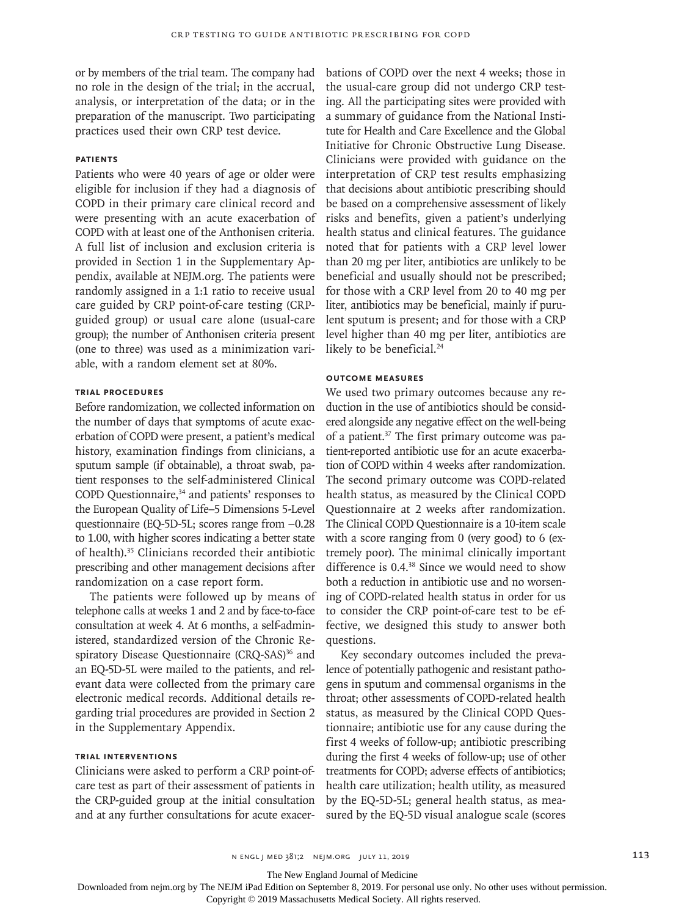or by members of the trial team. The company had no role in the design of the trial; in the accrual, analysis, or interpretation of the data; or in the preparation of the manuscript. Two participating practices used their own CRP test device.

### Patients

Patients who were 40 years of age or older were eligible for inclusion if they had a diagnosis of COPD in their primary care clinical record and were presenting with an acute exacerbation of COPD with at least one of the Anthonisen criteria. A full list of inclusion and exclusion criteria is provided in Section 1 in the Supplementary Appendix, available at NEJM.org. The patients were randomly assigned in a 1:1 ratio to receive usual care guided by CRP point-of-care testing (CRP-guided group) or usual care alone (usual-care group); the number of Anthonisen criteria present (one to three) was used as a minimization variable, with a random element set at 80%.

### Trial Procedures

Before randomization, we collected information on the number of days that symptoms of acute exacerbation of COPD were present, a patient's medical history, examination findings from clinicians, a sputum sample (if obtainable), a throat swab, patient responses to the self-administered Clinical COPD Questionnaire,[34] and patients' responses to the European Quality of Life–5 Dimensions 5-Level questionnaire (EQ-5D-5L; scores range from −0.28 to 1.00, with higher scores indicating a better state of health).[35] Clinicians recorded their antibiotic prescribing and other management decisions after randomization on a case report form.

The patients were followed up by means of telephone calls at weeks 1 and 2 and by face-to-face consultation at week 4. At 6 months, a self-administered, standardized version of the Chronic Respiratory Disease Questionnaire (CRQ-SAS)[36] and an EQ-5D-5L were mailed to the patients, and relevant data were collected from the primary care electronic medical records. Additional details regarding trial procedures are provided in Section 2 in the Supplementary Appendix.

### Trial Interventions

Clinicians were asked to perform a CRP point-of-care test as part of their assessment of patients in the CRP-guided group at the initial consultation and at any further consultations for acute exacerbations of COPD over the next 4 weeks; those in the usual-care group did not undergo CRP testing. All the participating sites were provided with a summary of guidance from the National Institute for Health and Care Excellence and the Global Initiative for Chronic Obstructive Lung Disease. Clinicians were provided with guidance on the interpretation of CRP test results emphasizing that decisions about antibiotic prescribing should be based on a comprehensive assessment of likely risks and benefits, given a patient's underlying health status and clinical features. The guidance noted that for patients with a CRP level lower than 20 mg per liter, antibiotics are unlikely to be beneficial and usually should not be prescribed; for those with a CRP level from 20 to 40 mg per liter, antibiotics may be beneficial, mainly if purulent sputum is present; and for those with a CRP level higher than 40 mg per liter, antibiotics are likely to be beneficial.[24]

### Outcome Measures

We used two primary outcomes because any reduction in the use of antibiotics should be considered alongside any negative effect on the well-being of a patient.[37] The first primary outcome was patient-reported antibiotic use for an acute exacerbation of COPD within 4 weeks after randomization. The second primary outcome was COPD-related health status, as measured by the Clinical COPD Questionnaire at 2 weeks after randomization. The Clinical COPD Questionnaire is a 10-item scale with a score ranging from 0 (very good) to 6 (extremely poor). The minimal clinically important difference is 0.4.[38] Since we would need to show both a reduction in antibiotic use and no worsening of COPD-related health status in order for us to consider the CRP point-of-care test to be effective, we designed this study to answer both questions.

Key secondary outcomes included the prevalence of potentially pathogenic and resistant pathogens in sputum and commensal organisms in the throat; other assessments of COPD-related health status, as measured by the Clinical COPD Questionnaire; antibiotic use for any cause during the first 4 weeks of follow-up; antibiotic prescribing during the first 4 weeks of follow-up; use of other treatments for COPD; adverse effects of antibiotics; health care utilization; health utility, as measured by the EQ-5D-5L; general health status, as measured by the EQ-5D visual analogue scale (scores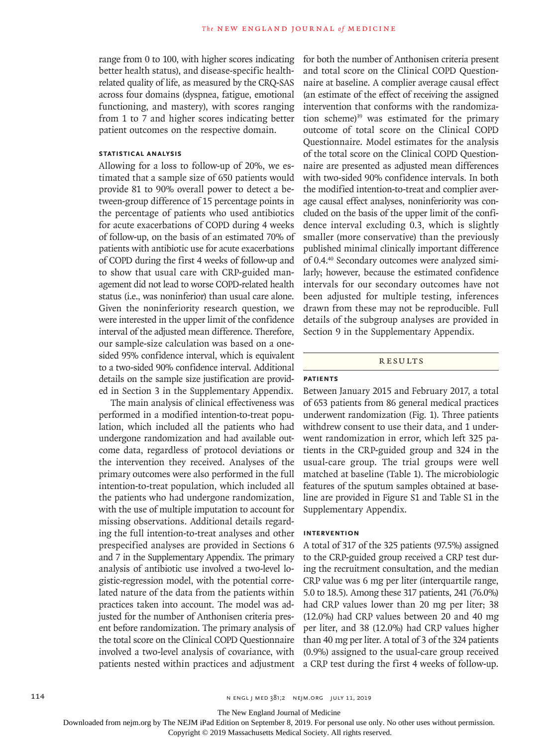range from 0 to 100, with higher scores indicating better health status), and disease-specific health-related quality of life, as measured by the CRQ-SAS across four domains (dyspnea, fatigue, emotional functioning, and mastery), with scores ranging from 1 to 7 and higher scores indicating better patient outcomes on the respective domain.

### STATISTICAL ANALYSIS

Allowing for a loss to follow-up of 20%, we estimated that a sample size of 650 patients would provide 81 to 90% overall power to detect a between-group difference of 15 percentage points in the percentage of patients who used antibiotics for acute exacerbations of COPD during 4 weeks of follow-up, on the basis of an estimated 70% of patients with antibiotic use for acute exacerbations of COPD during the first 4 weeks of follow-up and to show that usual care with CRP-guided management did not lead to worse COPD-related health status (i.e., was noninferior) than usual care alone. Given the noninferiority research question, we were interested in the upper limit of the confidence interval of the adjusted mean difference. Therefore, our sample-size calculation was based on a one-sided 95% confidence interval, which is equivalent to a two-sided 90% confidence interval. Additional details on the sample size justification are provided in Section 3 in the Supplementary Appendix.

The main analysis of clinical effectiveness was performed in a modified intention-to-treat population, which included all the patients who had undergone randomization and had available outcome data, regardless of protocol deviations or the intervention they received. Analyses of the primary outcomes were also performed in the full intention-to-treat population, which included all the patients who had undergone randomization, with the use of multiple imputation to account for missing observations. Additional details regarding the full intention-to-treat analyses and other prespecified analyses are provided in Sections 6 and 7 in the Supplementary Appendix. The primary analysis of antibiotic use involved a two-level logistic-regression model, with the potential correlated nature of the data from the patients within practices taken into account. The model was adjusted for the number of Anthonisen criteria present before randomization. The primary analysis of the total score on the Clinical COPD Questionnaire involved a two-level analysis of covariance, with patients nested within practices and adjustment for both the number of Anthonisen criteria present and total score on the Clinical COPD Questionnaire at baseline. A complier average causal effect (an estimate of the effect of receiving the assigned intervention that conforms with the randomization scheme)[39] was estimated for the primary outcome of total score on the Clinical COPD Questionnaire. Model estimates for the analysis of the total score on the Clinical COPD Questionnaire are presented as adjusted mean differences with two-sided 90% confidence intervals. In both the modified intention-to-treat and complier average causal effect analyses, noninferiority was concluded on the basis of the upper limit of the confidence interval excluding 0.3, which is slightly smaller (more conservative) than the previously published minimal clinically important difference of 0.4.[40] Secondary outcomes were analyzed similarly; however, because the estimated confidence intervals for our secondary outcomes have not been adjusted for multiple testing, inferences drawn from these may not be reproducible. Full details of the subgroup analyses are provided in Section 9 in the Supplementary Appendix.

## RESULTS

### PATIENTS

Between January 2015 and February 2017, a total of 653 patients from 86 general medical practices underwent randomization (Fig. 1). Three patients withdrew consent to use their data, and 1 underwent randomization in error, which left 325 patients in the CRP-guided group and 324 in the usual-care group. The trial groups were well matched at baseline (Table 1). The microbiologic features of the sputum samples obtained at baseline are provided in Figure S1 and Table S1 in the Supplementary Appendix.

### INTERVENTION

A total of 317 of the 325 patients (97.5%) assigned to the CRP-guided group received a CRP test during the recruitment consultation, and the median CRP value was 6 mg per liter (interquartile range, 5.0 to 18.5). Among these 317 patients, 241 (76.0%) had CRP values lower than 20 mg per liter; 38 (12.0%) had CRP values between 20 and 40 mg per liter, and 38 (12.0%) had CRP values higher than 40 mg per liter. A total of 3 of the 324 patients (0.9%) assigned to the usual-care group received a CRP test during the first 4 weeks of follow-up.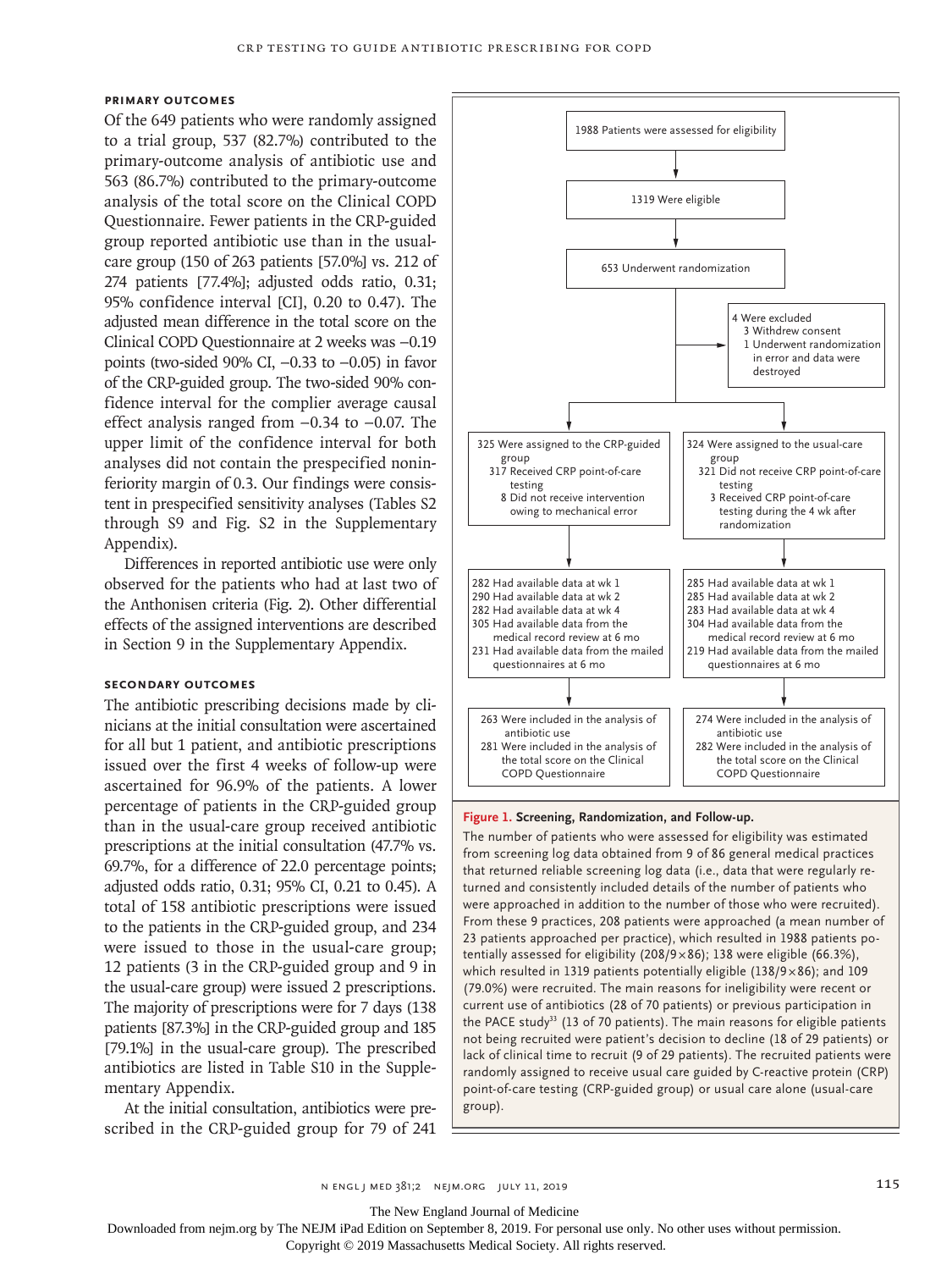### Primary Outcomes

Of the 649 patients who were randomly assigned to a trial group, 537 (82.7%) contributed to the primary-outcome analysis of antibiotic use and 563 (86.7%) contributed to the primary-outcome analysis of the total score on the Clinical COPD Questionnaire. Fewer patients in the CRP-guided group reported antibiotic use than in the usual-care group (150 of 263 patients [57.0%] vs. 212 of 274 patients [77.4%]; adjusted odds ratio, 0.31; 95% confidence interval [CI], 0.20 to 0.47). The adjusted mean difference in the total score on the Clinical COPD Questionnaire at 2 weeks was −0.19 points (two-sided 90% CI, −0.33 to −0.05) in favor of the CRP-guided group. The two-sided 90% confidence interval for the complier average causal effect analysis ranged from −0.34 to −0.07. The upper limit of the confidence interval for both analyses did not contain the prespecified noninferiority margin of 0.3. Our findings were consistent in prespecified sensitivity analyses (Tables S2 through S9 and Fig. S2 in the Supplementary Appendix).

Differences in reported antibiotic use were only observed for the patients who had at last two of the Anthonisen criteria (Fig. 2). Other differential effects of the assigned interventions are described in Section 9 in the Supplementary Appendix.

### Secondary Outcomes

The antibiotic prescribing decisions made by clinicians at the initial consultation were ascertained for all but 1 patient, and antibiotic prescriptions issued over the first 4 weeks of follow-up were ascertained for 96.9% of the patients. A lower percentage of patients in the CRP-guided group than in the usual-care group received antibiotic prescriptions at the initial consultation (47.7% vs. 69.7%, for a difference of 22.0 percentage points; adjusted odds ratio, 0.31; 95% CI, 0.21 to 0.45). A total of 158 antibiotic prescriptions were issued to the patients in the CRP-guided group, and 234 were issued to those in the usual-care group; 12 patients (3 in the CRP-guided group and 9 in the usual-care group) were issued 2 prescriptions. The majority of prescriptions were for 7 days (138 patients [87.3%] in the CRP-guided group and 185 [79.1%] in the usual-care group). The prescribed antibiotics are listed in Table S10 in the Supplementary Appendix.

At the initial consultation, antibiotics were prescribed in the CRP-guided group for 79 of 241

1988 Patients were assessed for eligibility

1319 Were eligible

653 Underwent randomization

4 Were excluded
- 3 Withdrew consent
- 1 Underwent randomization in error and data were destroyed

| CRP-guided group | Usual-care group |
|---|---|
| 325 Were assigned to the CRP-guided group<br>317 Received CRP point-of-care testing<br>8 Did not receive intervention owing to mechanical error | 324 Were assigned to the usual-care group<br>321 Did not receive CRP point-of-care testing<br>3 Received CRP point-of-care testing during the 4 wk after randomization |
| 282 Had available data at wk 1<br>290 Had available data at wk 2<br>282 Had available data at wk 4<br>305 Had available data from the medical record review at 6 mo<br>231 Had available data from the mailed questionnaires at 6 mo | 285 Had available data at wk 1<br>285 Had available data at wk 2<br>283 Had available data at wk 4<br>304 Had available data from the medical record review at 6 mo<br>219 Had available data from the mailed questionnaires at 6 mo |
| 263 Were included in the analysis of antibiotic use<br>281 Were included in the analysis of the total score on the Clinical COPD Questionnaire | 274 Were included in the analysis of antibiotic use<br>282 Were included in the analysis of the total score on the Clinical COPD Questionnaire |

**Figure 1. Screening, Randomization, and Follow-up.**

The number of patients who were assessed for eligibility was estimated from screening log data obtained from 9 of 86 general medical practices that returned reliable screening log data (i.e., data that were regularly returned and consistently included details of the number of patients who were approached in addition to the number of those who were recruited). From these 9 practices, 208 patients were approached (a mean number of 23 patients approached per practice), which resulted in 1988 patients potentially assessed for eligibility (208/9×86); 138 were eligible (66.3%), which resulted in 1319 patients potentially eligible (138/9×86); and 109 (79.0%) were recruited. The main reasons for ineligibility were recent or current use of antibiotics (28 of 70 patients) or previous participation in the PACE study[33] (13 of 70 patients). The main reasons for eligible patients not being recruited were patient's decision to decline (18 of 29 patients) or lack of clinical time to recruit (9 of 29 patients). The recruited patients were randomly assigned to receive usual care guided by C-reactive protein (CRP) point-of-care testing (CRP-guided group) or usual care alone (usual-care group).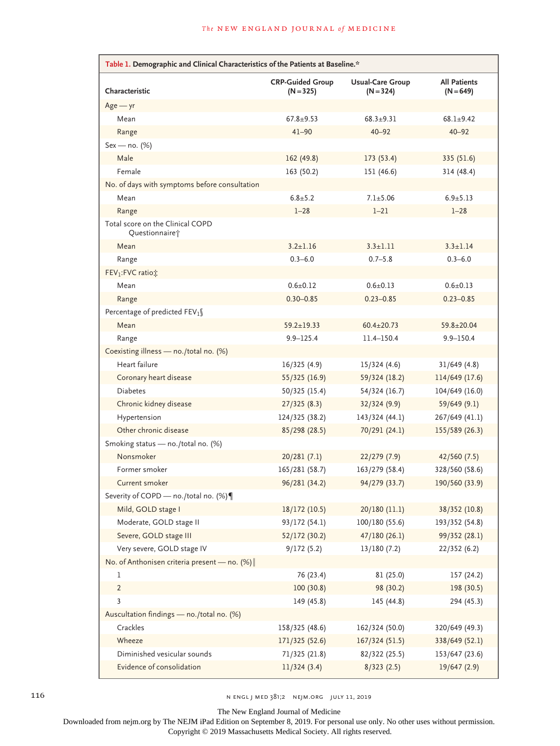**Table 1. Demographic and Clinical Characteristics of the Patients at Baseline.***

| Characteristic | CRP-Guided Group (N=325) | Usual-Care Group (N=324) | All Patients (N=649) |
|---|---|---|---|
| Age — yr | | | |
| Mean | 67.8±9.53 | 68.3±9.31 | 68.1±9.42 |
| Range | 41–90 | 40–92 | 40–92 |
| Sex — no. (%) | | | |
| Male | 162 (49.8) | 173 (53.4) | 335 (51.6) |
| Female | 163 (50.2) | 151 (46.6) | 314 (48.4) |
| No. of days with symptoms before consultation | | | |
| Mean | 6.8±5.2 | 7.1±5.06 | 6.9±5.13 |
| Range | 1–28 | 1–21 | 1–28 |
| Total score on the Clinical COPD Questionnaire† | | | |
| Mean | 3.2±1.16 | 3.3±1.11 | 3.3±1.14 |
| Range | 0.3–6.0 | 0.7–5.8 | 0.3–6.0 |
| $FEV_1$:FVC ratio‡ | | | |
| Mean | 0.6±0.12 | 0.6±0.13 | 0.6±0.13 |
| Range | 0.30–0.85 | 0.23–0.85 | 0.23–0.85 |
| Percentage of predicted $FEV_1$§ | | | |
| Mean | 59.2±19.33 | 60.4±20.73 | 59.8±20.04 |
| Range | 9.9–125.4 | 11.4–150.4 | 9.9–150.4 |
| Coexisting illness — no./total no. (%) | | | |
| Heart failure | 16/325 (4.9) | 15/324 (4.6) | 31/649 (4.8) |
| Coronary heart disease | 55/325 (16.9) | 59/324 (18.2) | 114/649 (17.6) |
| Diabetes | 50/325 (15.4) | 54/324 (16.7) | 104/649 (16.0) |
| Chronic kidney disease | 27/325 (8.3) | 32/324 (9.9) | 59/649 (9.1) |
| Hypertension | 124/325 (38.2) | 143/324 (44.1) | 267/649 (41.1) |
| Other chronic disease | 85/298 (28.5) | 70/291 (24.1) | 155/589 (26.3) |
| Smoking status — no./total no. (%) | | | |
| Nonsmoker | 20/281 (7.1) | 22/279 (7.9) | 42/560 (7.5) |
| Former smoker | 165/281 (58.7) | 163/279 (58.4) | 328/560 (58.6) |
| Current smoker | 96/281 (34.2) | 94/279 (33.7) | 190/560 (33.9) |
| Severity of COPD — no./total no. (%)¶ | | | |
| Mild, GOLD stage I | 18/172 (10.5) | 20/180 (11.1) | 38/352 (10.8) |
| Moderate, GOLD stage II | 93/172 (54.1) | 100/180 (55.6) | 193/352 (54.8) |
| Severe, GOLD stage III | 52/172 (30.2) | 47/180 (26.1) | 99/352 (28.1) |
| Very severe, GOLD stage IV | 9/172 (5.2) | 13/180 (7.2) | 22/352 (6.2) |
| No. of Anthonisen criteria present — no. (%)‖ | | | |
| 1 | 76 (23.4) | 81 (25.0) | 157 (24.2) |
| 2 | 100 (30.8) | 98 (30.2) | 198 (30.5) |
| 3 | 149 (45.8) | 145 (44.8) | 294 (45.3) |
| Auscultation findings — no./total no. (%) | | | |
| Crackles | 158/325 (48.6) | 162/324 (50.0) | 320/649 (49.3) |
| Wheeze | 171/325 (52.6) | 167/324 (51.5) | 338/649 (52.1) |
| Diminished vesicular sounds | 71/325 (21.8) | 82/322 (25.5) | 153/647 (23.6) |
| Evidence of consolidation | 11/324 (3.4) | 8/323 (2.5) | 19/647 (2.9) |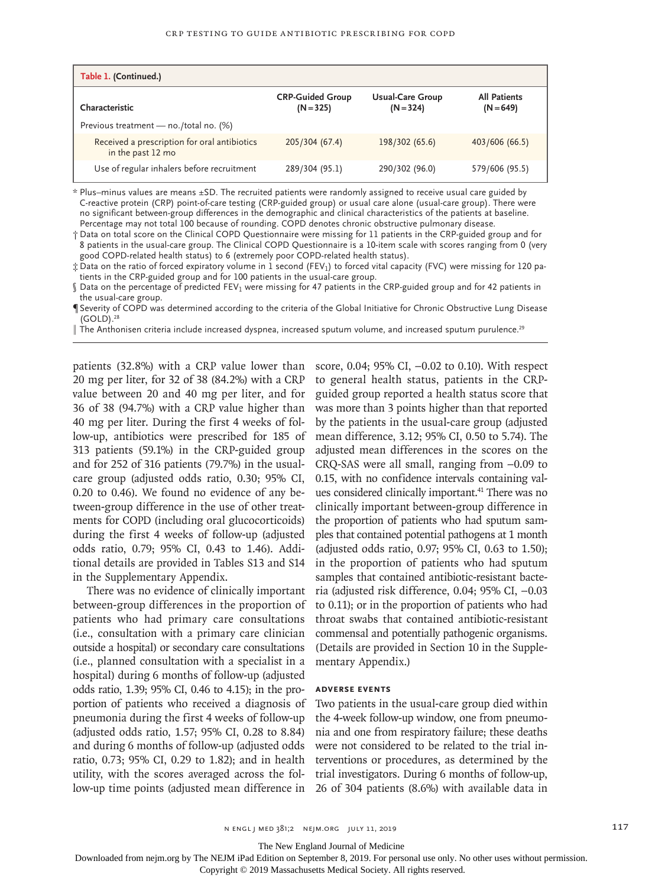**Table 1. (Continued.)**

| Characteristic | CRP-Guided Group (N=325) | Usual-Care Group (N=324) | All Patients (N=649) |
|---|---|---|---|
| Previous treatment — no./total no. (%) | | | |
| Received a prescription for oral antibiotics in the past 12 mo | 205/304 (67.4) | 198/302 (65.6) | 403/606 (66.5) |
| Use of regular inhalers before recruitment | 289/304 (95.1) | 290/302 (96.0) | 579/606 (95.5) |

\* Plus–minus values are means ±SD. The recruited patients were randomly assigned to receive usual care guided by C-reactive protein (CRP) point-of-care testing (CRP-guided group) or usual care alone (usual-care group). There were no significant between-group differences in the demographic and clinical characteristics of the patients at baseline. Percentage may not total 100 because of rounding. COPD denotes chronic obstructive pulmonary disease.

† Data on total score on the Clinical COPD Questionnaire were missing for 11 patients in the CRP-guided group and for 8 patients in the usual-care group. The Clinical COPD Questionnaire is a 10-item scale with scores ranging from 0 (very good COPD-related health status) to 6 (extremely poor COPD-related health status).

‡ Data on the ratio of forced expiratory volume in 1 second ($FEV_1$) to forced vital capacity (FVC) were missing for 120 patients in the CRP-guided group and for 100 patients in the usual-care group.

§ Data on the percentage of predicted $FEV_1$ were missing for 47 patients in the CRP-guided group and for 42 patients in the usual-care group.

¶ Severity of COPD was determined according to the criteria of the Global Initiative for Chronic Obstructive Lung Disease (GOLD).[28]

‖ The Anthonisen criteria include increased dyspnea, increased sputum volume, and increased sputum purulence.[29]

patients (32.8%) with a CRP value lower than 20 mg per liter, for 32 of 38 (84.2%) with a CRP value between 20 and 40 mg per liter, and for 36 of 38 (94.7%) with a CRP value higher than 40 mg per liter. During the first 4 weeks of follow-up, antibiotics were prescribed for 185 of 313 patients (59.1%) in the CRP-guided group and for 252 of 316 patients (79.7%) in the usual-care group (adjusted odds ratio, 0.30; 95% CI, 0.20 to 0.46). We found no evidence of any between-group difference in the use of other treatments for COPD (including oral glucocorticoids) during the first 4 weeks of follow-up (adjusted odds ratio, 0.79; 95% CI, 0.43 to 1.46). Additional details are provided in Tables S13 and S14 in the Supplementary Appendix.

There was no evidence of clinically important between-group differences in the proportion of patients who had primary care consultations (i.e., consultation with a primary care clinician outside a hospital) or secondary care consultations (i.e., planned consultation with a specialist in a hospital) during 6 months of follow-up (adjusted odds ratio, 1.39; 95% CI, 0.46 to 4.15); in the proportion of patients who received a diagnosis of pneumonia during the first 4 weeks of follow-up (adjusted odds ratio, 1.57; 95% CI, 0.28 to 8.84) and during 6 months of follow-up (adjusted odds ratio, 0.73; 95% CI, 0.29 to 1.82); and in health utility, with the scores averaged across the follow-up time points (adjusted mean difference in score, 0.04; 95% CI, −0.02 to 0.10). With respect to general health status, patients in the CRP-guided group reported a health status score that was more than 3 points higher than that reported by the patients in the usual-care group (adjusted mean difference, 3.12; 95% CI, 0.50 to 5.74). The adjusted mean differences in the scores on the CRQ-SAS were all small, ranging from −0.09 to 0.15, with no confidence intervals containing values considered clinically important.[41] There was no clinically important between-group difference in the proportion of patients who had sputum samples that contained potential pathogens at 1 month (adjusted odds ratio, 0.97; 95% CI, 0.63 to 1.50); in the proportion of patients who had sputum samples that contained antibiotic-resistant bacteria (adjusted risk difference, 0.04; 95% CI, −0.03 to 0.11); or in the proportion of patients who had throat swabs that contained antibiotic-resistant commensal and potentially pathogenic organisms. (Details are provided in Section 10 in the Supplementary Appendix.)

### ADVERSE EVENTS

Two patients in the usual-care group died within the 4-week follow-up window, one from pneumonia and one from respiratory failure; these deaths were not considered to be related to the trial interventions or procedures, as determined by the trial investigators. During 6 months of follow-up, 26 of 304 patients (8.6%) with available data in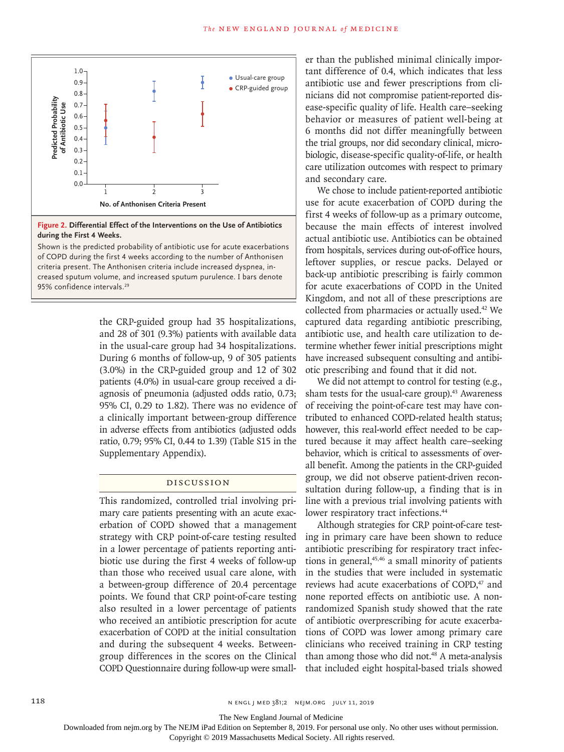**Figure 2. Differential Effect of the Interventions on the Use of Antibiotics during the First 4 Weeks.**

Shown is the predicted probability of antibiotic use for acute exacerbations of COPD during the first 4 weeks according to the number of Anthonisen criteria present. The Anthonisen criteria include increased dyspnea, increased sputum volume, and increased sputum purulence. I bars denote 95% confidence intervals.[29]

the CRP-guided group had 35 hospitalizations, and 28 of 301 (9.3%) patients with available data in the usual-care group had 34 hospitalizations. During 6 months of follow-up, 9 of 305 patients (3.0%) in the CRP-guided group and 12 of 302 patients (4.0%) in usual-care group received a diagnosis of pneumonia (adjusted odds ratio, 0.73; 95% CI, 0.29 to 1.82). There was no evidence of a clinically important between-group difference in adverse effects from antibiotics (adjusted odds ratio, 0.79; 95% CI, 0.44 to 1.39) (Table S15 in the Supplementary Appendix).

## Discussion

This randomized, controlled trial involving primary care patients presenting with an acute exacerbation of COPD showed that a management strategy with CRP point-of-care testing resulted in a lower percentage of patients reporting antibiotic use during the first 4 weeks of follow-up than those who received usual care alone, with a between-group difference of 20.4 percentage points. We found that CRP point-of-care testing also resulted in a lower percentage of patients who received an antibiotic prescription for acute exacerbation of COPD at the initial consultation and during the subsequent 4 weeks. Between-group differences in the scores on the Clinical COPD Questionnaire during follow-up were smaller than the published minimal clinically important difference of 0.4, which indicates that less antibiotic use and fewer prescriptions from clinicians did not compromise patient-reported disease-specific quality of life. Health care–seeking behavior or measures of patient well-being at 6 months did not differ meaningfully between the trial groups, nor did secondary clinical, microbiologic, disease-specific quality-of-life, or health care utilization outcomes with respect to primary and secondary care.

We chose to include patient-reported antibiotic use for acute exacerbation of COPD during the first 4 weeks of follow-up as a primary outcome, because the main effects of interest involved actual antibiotic use. Antibiotics can be obtained from hospitals, services during out-of-office hours, leftover supplies, or rescue packs. Delayed or back-up antibiotic prescribing is fairly common for acute exacerbations of COPD in the United Kingdom, and not all of these prescriptions are collected from pharmacies or actually used.[42] We captured data regarding antibiotic prescribing, antibiotic use, and health care utilization to determine whether fewer initial prescriptions might have increased subsequent consulting and antibiotic prescribing and found that it did not.

We did not attempt to control for testing (e.g., sham tests for the usual-care group).[43] Awareness of receiving the point-of-care test may have contributed to enhanced COPD-related health status; however, this real-world effect needed to be captured because it may affect health care–seeking behavior, which is critical to assessments of overall benefit. Among the patients in the CRP-guided group, we did not observe patient-driven reconsultation during follow-up, a finding that is in line with a previous trial involving patients with lower respiratory tract infections.[44]

Although strategies for CRP point-of-care testing in primary care have been shown to reduce antibiotic prescribing for respiratory tract infections in general,[45,46] a small minority of patients in the studies that were included in systematic reviews had acute exacerbations of COPD,[47] and none reported effects on antibiotic use. A nonrandomized Spanish study showed that the rate of antibiotic overprescribing for acute exacerbations of COPD was lower among primary care clinicians who received training in CRP testing than among those who did not.[48] A meta-analysis that included eight hospital-based trials showed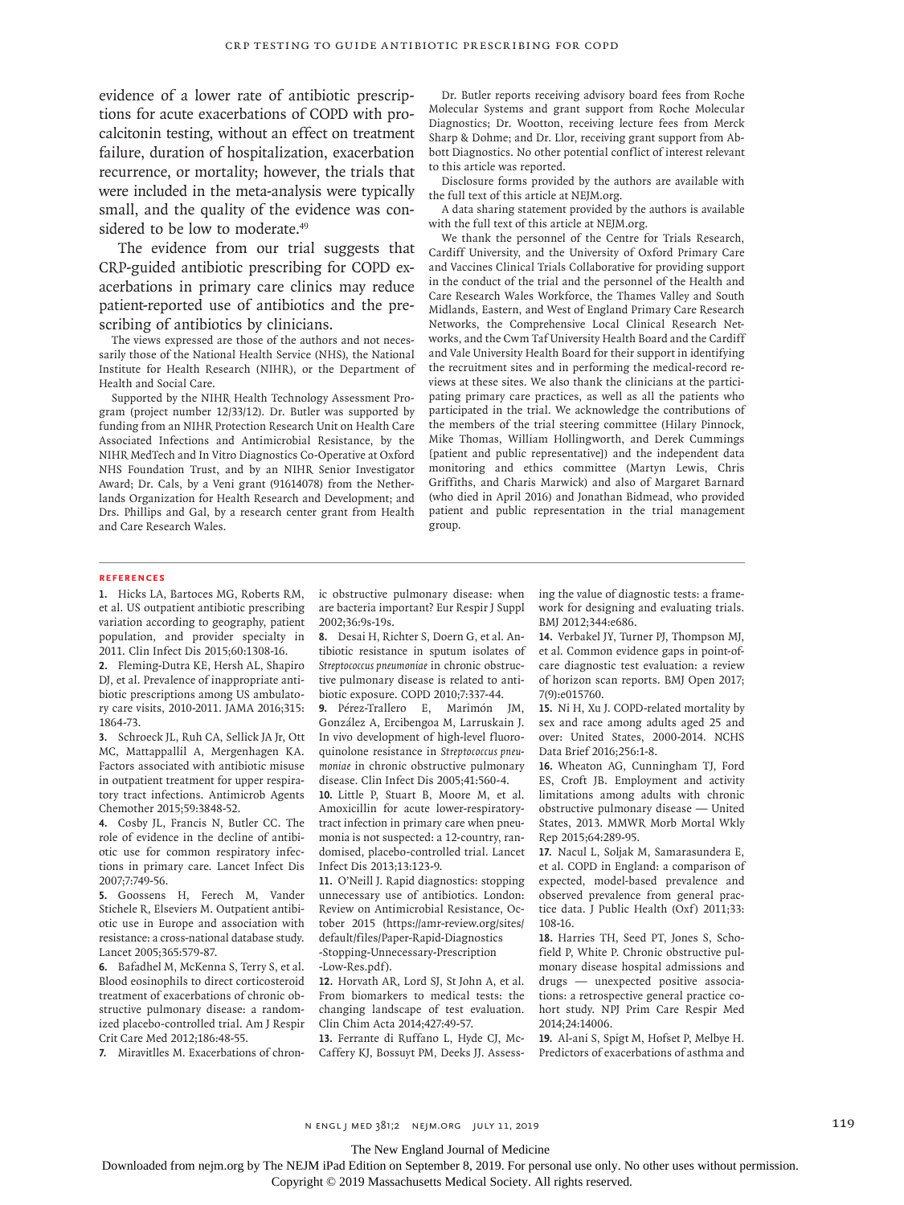evidence of a lower rate of antibiotic prescriptions for acute exacerbations of COPD with procalcitonin testing, without an effect on treatment failure, duration of hospitalization, exacerbation recurrence, or mortality; however, the trials that were included in the meta-analysis were typically small, and the quality of the evidence was considered to be low to moderate.[49]

The evidence from our trial suggests that CRP-guided antibiotic prescribing for COPD exacerbations in primary care clinics may reduce patient-reported use of antibiotics and the prescribing of antibiotics by clinicians.

The views expressed are those of the authors and not necessarily those of the National Health Service (NHS), the National Institute for Health Research (NIHR), or the Department of Health and Social Care.

Supported by the NIHR Health Technology Assessment Program (project number 12/33/12). Dr. Butler was supported by funding from an NIHR Protection Research Unit on Health Care Associated Infections and Antimicrobial Resistance, by the NIHR MedTech and In Vitro Diagnostics Co-Operative at Oxford NHS Foundation Trust, and by an NIHR Senior Investigator Award; Dr. Cals, by a Veni grant (91614078) from the Netherlands Organization for Health Research and Development; and Drs. Phillips and Gal, by a research center grant from Health and Care Research Wales.

Dr. Butler reports receiving advisory board fees from Roche Molecular Systems and grant support from Roche Molecular Diagnostics; Dr. Wootton, receiving lecture fees from Merck Sharp & Dohme; and Dr. Llor, receiving grant support from Abbott Diagnostics. No other potential conflict of interest relevant to this article was reported.

Disclosure forms provided by the authors are available with the full text of this article at NEJM.org.

A data sharing statement provided by the authors is available with the full text of this article at NEJM.org.

We thank the personnel of the Centre for Trials Research, Cardiff University, and the University of Oxford Primary Care and Vaccines Clinical Trials Collaborative for providing support in the conduct of the trial and the personnel of the Health and Care Research Wales Workforce, the Thames Valley and South Midlands, Eastern, and West of England Primary Care Research Networks, the Comprehensive Local Clinical Research Networks, and the Cwm Taf University Health Board and the Cardiff and Vale University Health Board for their support in identifying the recruitment sites and in performing the medical-record reviews at these sites. We also thank the clinicians at the participating primary care practices, as well as all the patients who participated in the trial. We acknowledge the contributions of the members of the trial steering committee (Hilary Pinnock, Mike Thomas, William Hollingworth, and Derek Cummings [patient and public representative]) and the independent data monitoring and ethics committee (Martyn Lewis, Chris Griffiths, and Charis Marwick) and also of Margaret Barnard (who died in April 2016) and Jonathan Bidmead, who provided patient and public representation in the trial management group.

## References

1. Hicks LA, Bartoces MG, Roberts RM, et al. US outpatient antibiotic prescribing variation according to geography, patient population, and provider specialty in 2011. Clin Infect Dis 2015;60:1308-16.
2. Fleming-Dutra KE, Hersh AL, Shapiro DJ, et al. Prevalence of inappropriate antibiotic prescriptions among US ambulatory care visits, 2010-2011. JAMA 2016;315:1864-73.
3. Schroeck JL, Ruh CA, Sellick JA Jr, Ott MC, Mattappallil A, Mergenhagen KA. Factors associated with antibiotic misuse in outpatient treatment for upper respiratory tract infections. Antimicrob Agents Chemother 2015;59:3848-52.
4. Cosby JL, Francis N, Butler CC. The role of evidence in the decline of antibiotic use for common respiratory infections in primary care. Lancet Infect Dis 2007;7:749-56.
5. Goossens H, Ferech M, Vander Stichele R, Elseviers M. Outpatient antibiotic use in Europe and association with resistance: a cross-national database study. Lancet 2005;365:579-87.
6. Bafadhel M, McKenna S, Terry S, et al. Blood eosinophils to direct corticosteroid treatment of exacerbations of chronic obstructive pulmonary disease: a randomized placebo-controlled trial. Am J Respir Crit Care Med 2012;186:48-55.
7. Miravitlles M. Exacerbations of chronic obstructive pulmonary disease: when are bacteria important? Eur Respir J Suppl 2002;36:9s-19s.
8. Desai H, Richter S, Doern G, et al. Antibiotic resistance in sputum isolates of *Streptococcus pneumoniae* in chronic obstructive pulmonary disease is related to antibiotic exposure. COPD 2010;7:337-44.
9. Pérez-Trallero E, Marimón JM, González A, Ercibengoa M, Larruskain J. In vivo development of high-level fluoroquinolone resistance in *Streptococcus pneumoniae* in chronic obstructive pulmonary disease. Clin Infect Dis 2005;41:560-4.
10. Little P, Stuart B, Moore M, et al. Amoxicillin for acute lower-respiratory-tract infection in primary care when pneumonia is not suspected: a 12-country, randomised, placebo-controlled trial. Lancet Infect Dis 2013;13:123-9.
11. O'Neill J. Rapid diagnostics: stopping unnecessary use of antibiotics. London: Review on Antimicrobial Resistance, October 2015 (https://amr-review.org/sites/default/files/Paper-Rapid-Diagnostics-Stopping-Unnecessary-Prescription-Low-Res.pdf).
12. Horvath AR, Lord SJ, St John A, et al. From biomarkers to medical tests: the changing landscape of test evaluation. Clin Chim Acta 2014;427:49-57.
13. Ferrante di Ruffano L, Hyde CJ, McCaffery KJ, Bossuyt PM, Deeks JJ. Assessing the value of diagnostic tests: a framework for designing and evaluating trials. BMJ 2012;344:e686.
14. Verbakel JY, Turner PJ, Thompson MJ, et al. Common evidence gaps in point-of-care diagnostic test evaluation: a review of horizon scan reports. BMJ Open 2017;7(9):e015760.
15. Ni H, Xu J. COPD-related mortality by sex and race among adults aged 25 and over: United States, 2000-2014. NCHS Data Brief 2016;256:1-8.
16. Wheaton AG, Cunningham TJ, Ford ES, Croft JB. Employment and activity limitations among adults with chronic obstructive pulmonary disease — United States, 2013. MMWR Morb Mortal Wkly Rep 2015;64:289-95.
17. Nacul L, Soljak M, Samarasundera E, et al. COPD in England: a comparison of expected, model-based prevalence and observed prevalence from general practice data. J Public Health (Oxf) 2011;33:108-16.
18. Harries TH, Seed PT, Jones S, Schofield P, White P. Chronic obstructive pulmonary disease hospital admissions and drugs — unexpected positive associations: a retrospective general practice cohort study. NPJ Prim Care Respir Med 2014;24:14006.
19. Al-ani S, Spigt M, Hofset P, Melbye H. Predictors of exacerbations of asthma and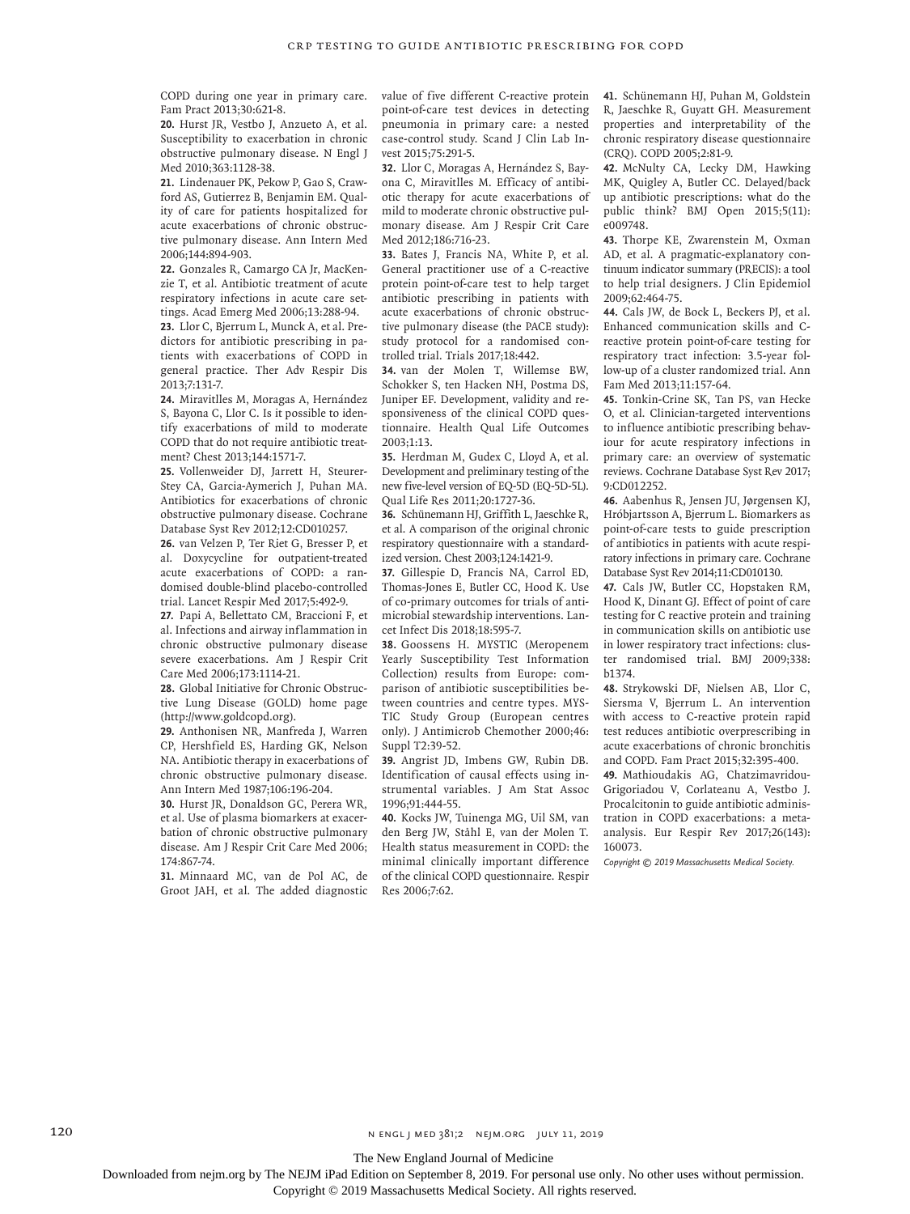COPD during one year in primary care. Fam Pract 2013;30:621-8.

**20.** Hurst JR, Vestbo J, Anzueto A, et al. Susceptibility to exacerbation in chronic obstructive pulmonary disease. N Engl J Med 2010;363:1128-38.

**21.** Lindenauer PK, Pekow P, Gao S, Crawford AS, Gutierrez B, Benjamin EM. Quality of care for patients hospitalized for acute exacerbations of chronic obstructive pulmonary disease. Ann Intern Med 2006;144:894-903.

**22.** Gonzales R, Camargo CA Jr, MacKenzie T, et al. Antibiotic treatment of acute respiratory infections in acute care settings. Acad Emerg Med 2006;13:288-94.

**23.** Llor C, Bjerrum L, Munck A, et al. Predictors for antibiotic prescribing in patients with exacerbations of COPD in general practice. Ther Adv Respir Dis 2013;7:131-7.

**24.** Miravitlles M, Moragas A, Hernández S, Bayona C, Llor C. Is it possible to identify exacerbations of mild to moderate COPD that do not require antibiotic treatment? Chest 2013;144:1571-7.

**25.** Vollenweider DJ, Jarrett H, Steurer-Stey CA, Garcia-Aymerich J, Puhan MA. Antibiotics for exacerbations of chronic obstructive pulmonary disease. Cochrane Database Syst Rev 2012;12:CD010257.

**26.** van Velzen P, Ter Riet G, Bresser P, et al. Doxycycline for outpatient-treated acute exacerbations of COPD: a randomised double-blind placebo-controlled trial. Lancet Respir Med 2017;5:492-9.

**27.** Papi A, Bellettato CM, Braccioni F, et al. Infections and airway inflammation in chronic obstructive pulmonary disease severe exacerbations. Am J Respir Crit Care Med 2006;173:1114-21.

**28.** Global Initiative for Chronic Obstructive Lung Disease (GOLD) home page (http://www.goldcopd.org).

**29.** Anthonisen NR, Manfreda J, Warren CP, Hershfield ES, Harding GK, Nelson NA. Antibiotic therapy in exacerbations of chronic obstructive pulmonary disease. Ann Intern Med 1987;106:196-204.

**30.** Hurst JR, Donaldson GC, Perera WR, et al. Use of plasma biomarkers at exacerbation of chronic obstructive pulmonary disease. Am J Respir Crit Care Med 2006; 174:867-74.

**31.** Minnaard MC, van de Pol AC, de Groot JAH, et al. The added diagnostic value of five different C-reactive protein point-of-care test devices in detecting pneumonia in primary care: a nested case-control study. Scand J Clin Lab Invest 2015;75:291-5.

**32.** Llor C, Moragas A, Hernández S, Bayona C, Miravitlles M. Efficacy of antibiotic therapy for acute exacerbations of mild to moderate chronic obstructive pulmonary disease. Am J Respir Crit Care Med 2012;186:716-23.

**33.** Bates J, Francis NA, White P, et al. General practitioner use of a C-reactive protein point-of-care test to help target antibiotic prescribing in patients with acute exacerbations of chronic obstructive pulmonary disease (the PACE study): study protocol for a randomised controlled trial. Trials 2017;18:442.

**34.** van der Molen T, Willemse BW, Schokker S, ten Hacken NH, Postma DS, Juniper EF. Development, validity and responsiveness of the clinical COPD questionnaire. Health Qual Life Outcomes 2003;1:13.

**35.** Herdman M, Gudex C, Lloyd A, et al. Development and preliminary testing of the new five-level version of EQ-5D (EQ-5D-5L). Qual Life Res 2011;20:1727-36.

**36.** Schünemann HJ, Griffith L, Jaeschke R, et al. A comparison of the original chronic respiratory questionnaire with a standardized version. Chest 2003;124:1421-9.

**37.** Gillespie D, Francis NA, Carrol ED, Thomas-Jones E, Butler CC, Hood K. Use of co-primary outcomes for trials of antimicrobial stewardship interventions. Lancet Infect Dis 2018;18:595-7.

**38.** Goossens H. MYSTIC (Meropenem Yearly Susceptibility Test Information Collection) results from Europe: comparison of antibiotic susceptibilities between countries and centre types. MYSTIC Study Group (European centres only). J Antimicrob Chemother 2000;46: Suppl T2:39-52.

**39.** Angrist JD, Imbens GW, Rubin DB. Identification of causal effects using instrumental variables. J Am Stat Assoc 1996;91:444-55.

**40.** Kocks JW, Tuinenga MG, Uil SM, van den Berg JW, Ståhl E, van der Molen T. Health status measurement in COPD: the minimal clinically important difference of the clinical COPD questionnaire. Respir Res 2006;7:62.

**41.** Schünemann HJ, Puhan M, Goldstein R, Jaeschke R, Guyatt GH. Measurement properties and interpretability of the chronic respiratory disease questionnaire (CRQ). COPD 2005;2:81-9.

**42.** McNulty CA, Lecky DM, Hawking MK, Quigley A, Butler CC. Delayed/back up antibiotic prescriptions: what do the public think? BMJ Open 2015;5(11): e009748.

**43.** Thorpe KE, Zwarenstein M, Oxman AD, et al. A pragmatic-explanatory continuum indicator summary (PRECIS): a tool to help trial designers. J Clin Epidemiol 2009;62:464-75.

**44.** Cals JW, de Bock L, Beckers PJ, et al. Enhanced communication skills and C-reactive protein point-of-care testing for respiratory tract infection: 3.5-year follow-up of a cluster randomized trial. Ann Fam Med 2013;11:157-64.

**45.** Tonkin-Crine SK, Tan PS, van Hecke O, et al. Clinician-targeted interventions to influence antibiotic prescribing behaviour for acute respiratory infections in primary care: an overview of systematic reviews. Cochrane Database Syst Rev 2017; 9:CD012252.

**46.** Aabenhus R, Jensen JU, Jørgensen KJ, Hróbjartsson A, Bjerrum L. Biomarkers as point-of-care tests to guide prescription of antibiotics in patients with acute respiratory infections in primary care. Cochrane Database Syst Rev 2014;11:CD010130.

**47.** Cals JW, Butler CC, Hopstaken RM, Hood K, Dinant GJ. Effect of point of care testing for C reactive protein and training in communication skills on antibiotic use in lower respiratory tract infections: cluster randomised trial. BMJ 2009;338: b1374.

**48.** Strykowski DF, Nielsen AB, Llor C, Siersma V, Bjerrum L. An intervention with access to C-reactive protein rapid test reduces antibiotic overprescribing in acute exacerbations of chronic bronchitis and COPD. Fam Pract 2015;32:395-400.

**49.** Mathioudakis AG, Chatzimavridou-Grigoriadou V, Corlateanu A, Vestbo J. Procalcitonin to guide antibiotic administration in COPD exacerbations: a meta-analysis. Eur Respir Rev 2017;26(143): 160073.

*Copyright © 2019 Massachusetts Medical Society.*